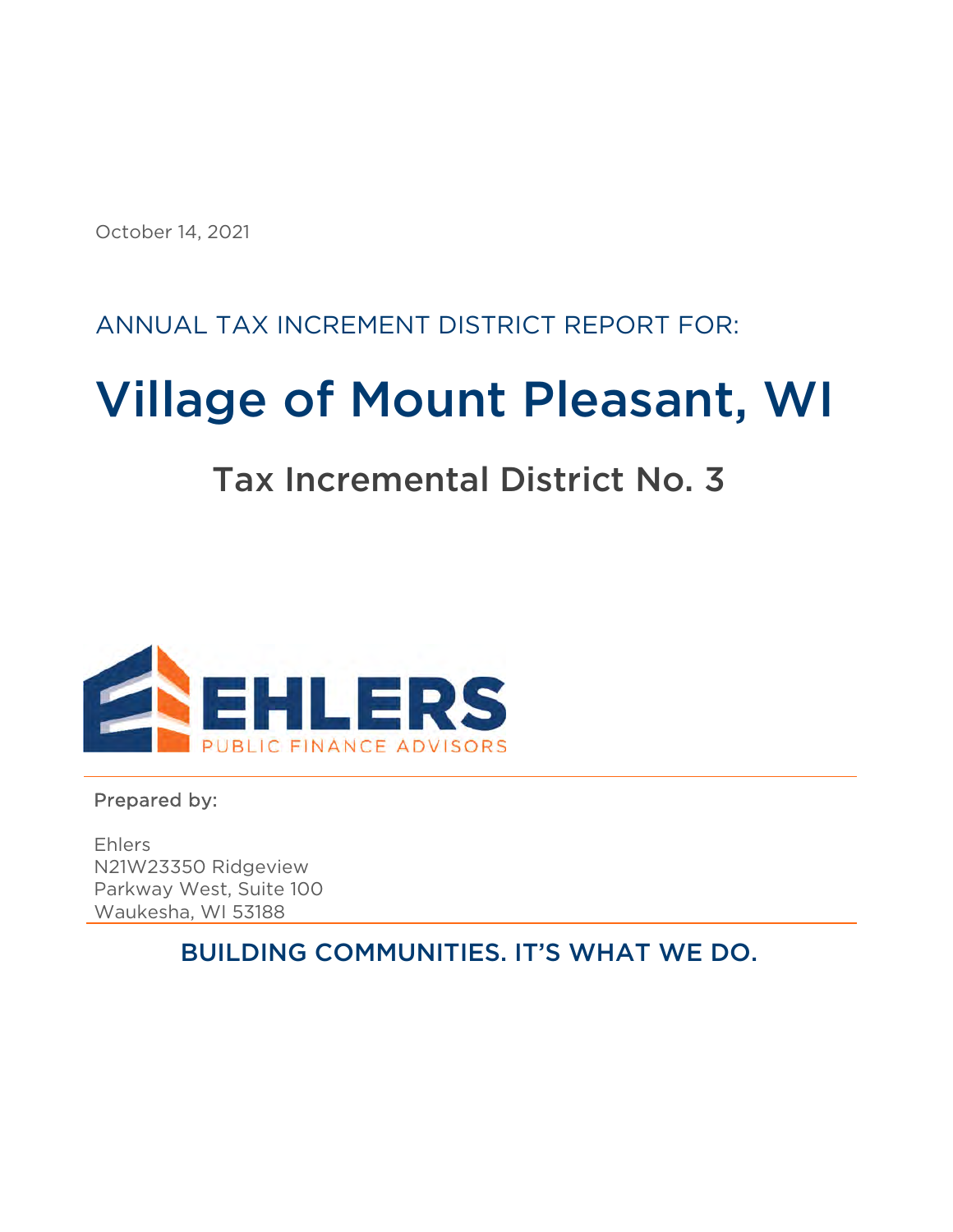October 14, 2021

ANNUAL TAX INCREMENT DISTRICT REPORT FOR:

# Village of Mount Pleasant, WI

## Tax Incremental District No. 3

EHLERS
PUBLIC FINANCE ADVISORS

Prepared by:

Ehlers
N21W23350 Ridgeview
Parkway West, Suite 100
Waukesha, WI 53188

**BUILDING COMMUNITIES. IT'S WHAT WE DO.**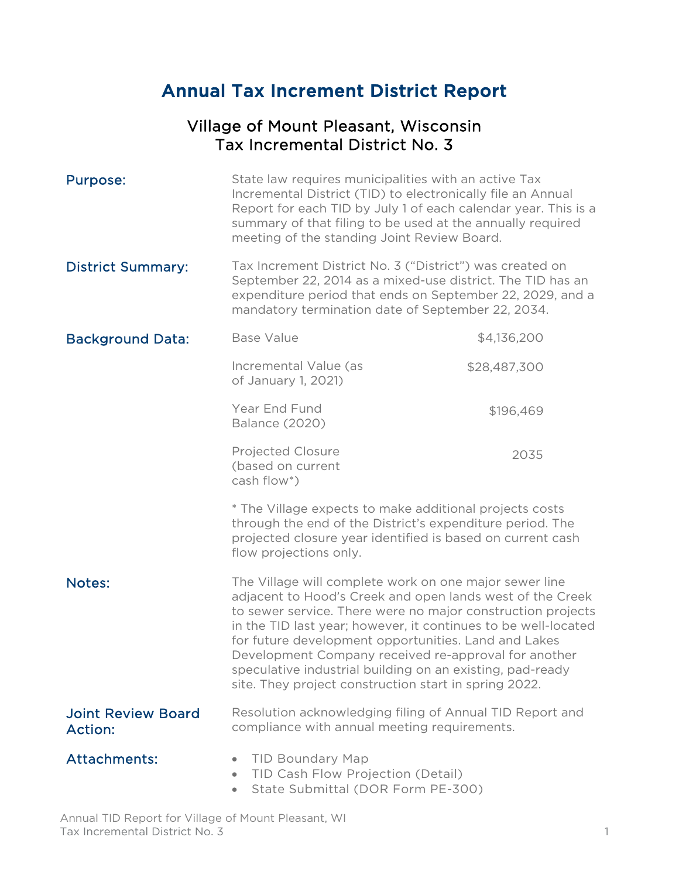# Annual Tax Increment District Report

## Village of Mount Pleasant, Wisconsin
## Tax Incremental District No. 3

**Purpose:**

State law requires municipalities with an active Tax Incremental District (TID) to electronically file an Annual Report for each TID by July 1 of each calendar year. This is a summary of that filing to be used at the annually required meeting of the standing Joint Review Board.

**District Summary:**

Tax Increment District No. 3 ("District") was created on September 22, 2014 as a mixed-use district. The TID has an expenditure period that ends on September 22, 2029, and a mandatory termination date of September 22, 2034.

**Background Data:**

| | |
|---|---|
| Base Value | $4,136,200 |
| Incremental Value (as of January 1, 2021) | $28,487,300 |
| Year End Fund Balance (2020) | $196,469 |
| Projected Closure (based on current cash flow*) | 2035 |

\* The Village expects to make additional projects costs through the end of the District's expenditure period. The projected closure year identified is based on current cash flow projections only.

**Notes:**

The Village will complete work on one major sewer line adjacent to Hood's Creek and open lands west of the Creek to sewer service. There were no major construction projects in the TID last year; however, it continues to be well-located for future development opportunities. Land and Lakes Development Company received re-approval for another speculative industrial building on an existing, pad-ready site. They project construction start in spring 2022.

**Joint Review Board Action:**

Resolution acknowledging filing of Annual TID Report and compliance with annual meeting requirements.

**Attachments:**

- TID Boundary Map
- TID Cash Flow Projection (Detail)
- State Submittal (DOR Form PE-300)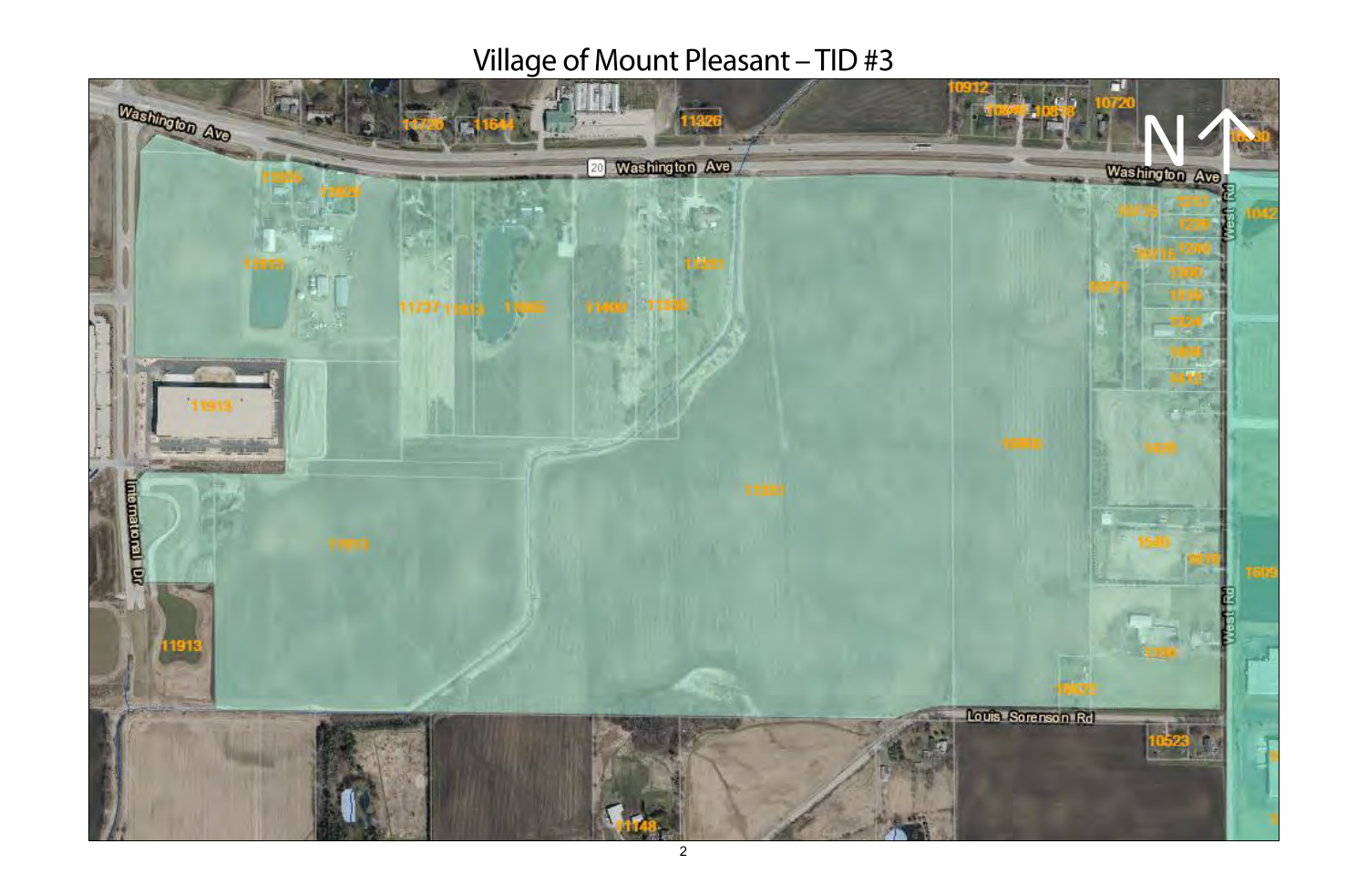# Village of Mount Pleasant – TID #3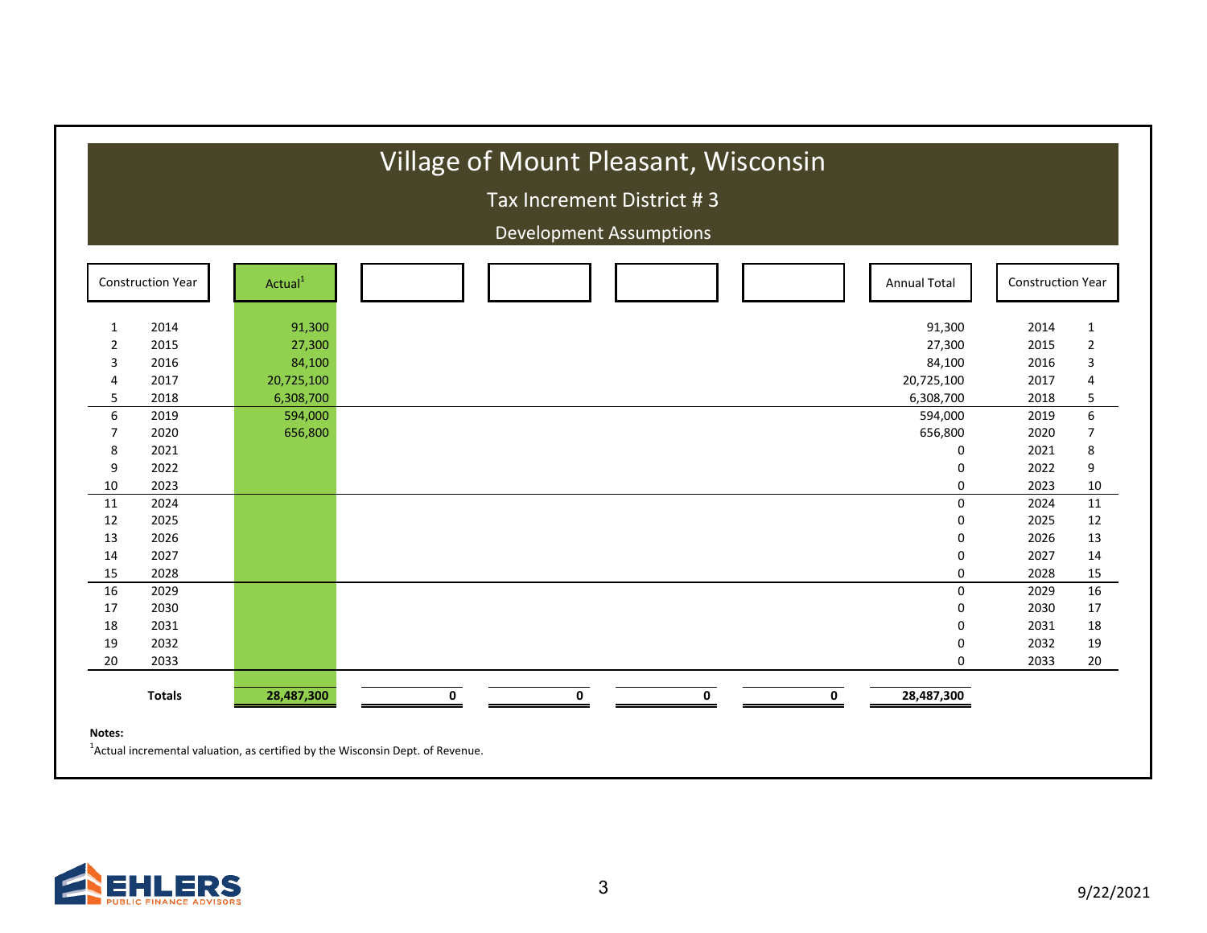# Village of Mount Pleasant, Wisconsin

## Tax Increment District # 3

### Development Assumptions

| Construction Year | | Actual[1] | | | | | Annual Total | Construction Year | |
|---|---|---|---|---|---|---|---|---|---|
| 1 | 2014 | 91,300 | | | | | 91,300 | 2014 | 1 |
| 2 | 2015 | 27,300 | | | | | 27,300 | 2015 | 2 |
| 3 | 2016 | 84,100 | | | | | 84,100 | 2016 | 3 |
| 4 | 2017 | 20,725,100 | | | | | 20,725,100 | 2017 | 4 |
| 5 | 2018 | 6,308,700 | | | | | 6,308,700 | 2018 | 5 |
| 6 | 2019 | 594,000 | | | | | 594,000 | 2019 | 6 |
| 7 | 2020 | 656,800 | | | | | 656,800 | 2020 | 7 |
| 8 | 2021 | | | | | | 0 | 2021 | 8 |
| 9 | 2022 | | | | | | 0 | 2022 | 9 |
| 10 | 2023 | | | | | | 0 | 2023 | 10 |
| 11 | 2024 | | | | | | 0 | 2024 | 11 |
| 12 | 2025 | | | | | | 0 | 2025 | 12 |
| 13 | 2026 | | | | | | 0 | 2026 | 13 |
| 14 | 2027 | | | | | | 0 | 2027 | 14 |
| 15 | 2028 | | | | | | 0 | 2028 | 15 |
| 16 | 2029 | | | | | | 0 | 2029 | 16 |
| 17 | 2030 | | | | | | 0 | 2030 | 17 |
| 18 | 2031 | | | | | | 0 | 2031 | 18 |
| 19 | 2032 | | | | | | 0 | 2032 | 19 |
| 20 | 2033 | | | | | | 0 | 2033 | 20 |
| | **Totals** | **28,487,300** | **0** | **0** | **0** | **0** | **28,487,300** | | |

**Notes:**

[1]Actual incremental valuation, as certified by the Wisconsin Dept. of Revenue.

9/22/2021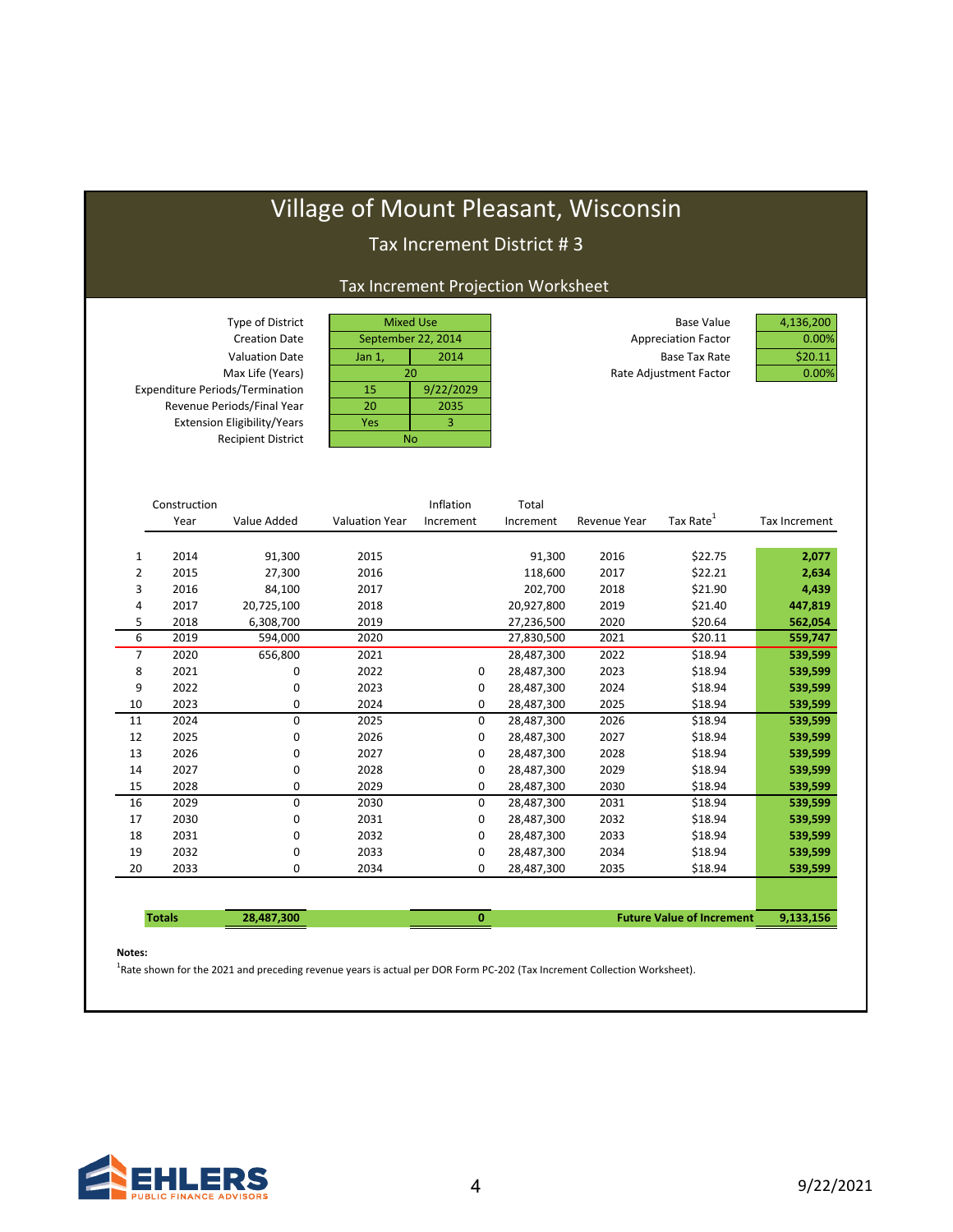# Village of Mount Pleasant, Wisconsin

## Tax Increment District # 3

### Tax Increment Projection Worksheet

| | | |
|---|---|---|
| Type of District | Mixed Use | |
| Creation Date | September 22, 2014 | |
| Valuation Date | Jan 1, | 2014 |
| Max Life (Years) | 20 | |
| Expenditure Periods/Termination | 15 | 9/22/2029 |
| Revenue Periods/Final Year | 20 | 2035 |
| Extension Eligibility/Years | Yes | 3 |
| Recipient District | No | |

| | |
|---|---|
| Base Value | 4,136,200 |
| Appreciation Factor | 0.00% |
| Base Tax Rate | $20.11 |
| Rate Adjustment Factor | 0.00% |

| | Construction Year | Value Added | Valuation Year | Inflation Increment | Total Increment | Revenue Year | Tax Rate[1] | Tax Increment |
|---|---|---|---|---|---|---|---|---|
| 1 | 2014 | 91,300 | 2015 | | 91,300 | 2016 | $22.75 | 2,077 |
| 2 | 2015 | 27,300 | 2016 | | 118,600 | 2017 | $22.21 | 2,634 |
| 3 | 2016 | 84,100 | 2017 | | 202,700 | 2018 | $21.90 | 4,439 |
| 4 | 2017 | 20,725,100 | 2018 | | 20,927,800 | 2019 | $21.40 | 447,819 |
| 5 | 2018 | 6,308,700 | 2019 | | 27,236,500 | 2020 | $20.64 | 562,054 |
| 6 | 2019 | 594,000 | 2020 | | 27,830,500 | 2021 | $20.11 | 559,747 |
| 7 | 2020 | 656,800 | 2021 | 0 | 28,487,300 | 2022 | $18.94 | 539,599 |
| 8 | 2021 | 0 | 2022 | 0 | 28,487,300 | 2023 | $18.94 | 539,599 |
| 9 | 2022 | 0 | 2023 | 0 | 28,487,300 | 2024 | $18.94 | 539,599 |
| 10 | 2023 | 0 | 2024 | 0 | 28,487,300 | 2025 | $18.94 | 539,599 |
| 11 | 2024 | 0 | 2025 | 0 | 28,487,300 | 2026 | $18.94 | 539,599 |
| 12 | 2025 | 0 | 2026 | 0 | 28,487,300 | 2027 | $18.94 | 539,599 |
| 13 | 2026 | 0 | 2027 | 0 | 28,487,300 | 2028 | $18.94 | 539,599 |
| 14 | 2027 | 0 | 2028 | 0 | 28,487,300 | 2029 | $18.94 | 539,599 |
| 15 | 2028 | 0 | 2029 | 0 | 28,487,300 | 2030 | $18.94 | 539,599 |
| 16 | 2029 | 0 | 2030 | 0 | 28,487,300 | 2031 | $18.94 | 539,599 |
| 17 | 2030 | 0 | 2031 | 0 | 28,487,300 | 2032 | $18.94 | 539,599 |
| 18 | 2031 | 0 | 2032 | 0 | 28,487,300 | 2033 | $18.94 | 539,599 |
| 19 | 2032 | 0 | 2033 | 0 | 28,487,300 | 2034 | $18.94 | 539,599 |
| 20 | 2033 | 0 | 2034 | 0 | 28,487,300 | 2035 | $18.94 | 539,599 |
| | **Totals** | **28,487,300** | | **0** | | | **Future Value of Increment** | **9,133,156** |

**Notes:**

[1]Rate shown for the 2021 and preceding revenue years is actual per DOR Form PC-202 (Tax Increment Collection Worksheet).

9/22/2021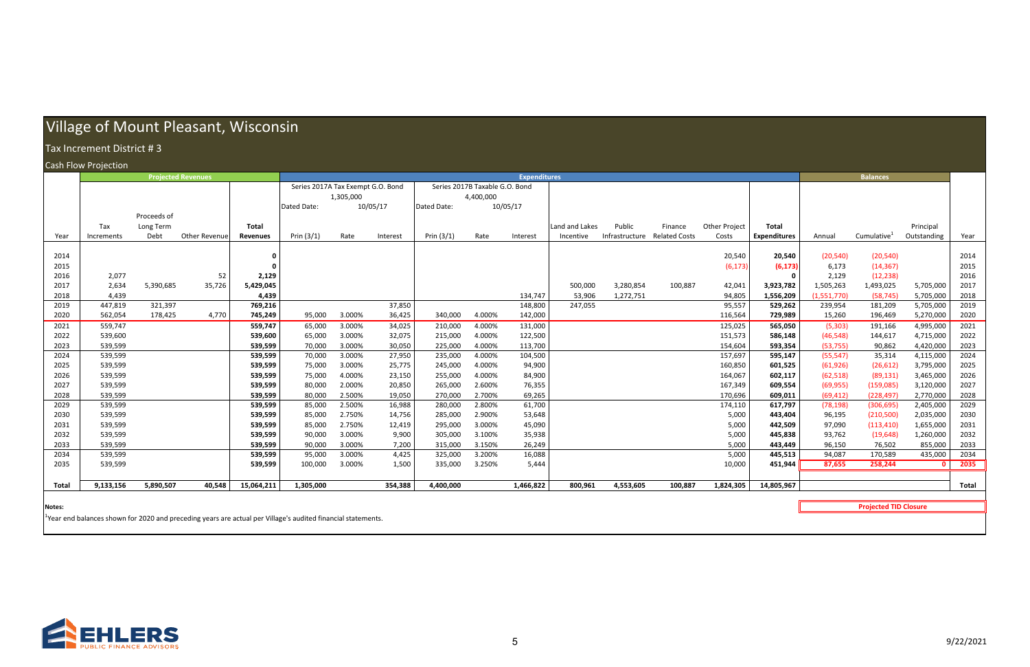# Village of Mount Pleasant, Wisconsin

## Tax Increment District # 3

### Cash Flow Projection

| | Projected Revenues | | | | Expenditures | | | | | | | | | | | | | Balances | | | |
|---|---|---|---|---|---|---|---|---|---|---|---|---|---|---|---|---|---|---|---|
| | | | | | Series 2017A Tax Exempt G.O. Bond 1,305,000 Dated Date: 10/05/17 | | | Series 2017B Taxable G.O. Bond 4,400,000 Dated Date: 10/05/17 | | | | | | | | | | | |
| Year | Tax Increments | Proceeds of Long Term Debt | Other Revenue | Total Revenues | Prin (3/1) | Rate | Interest | Prin (3/1) | Rate | Interest | Land and Lakes Incentive | Public Infrastructure | Finance Related Costs | Other Project Costs | Total Expenditures | Annual | Cumulative[1] | Principal Outstanding | Year |
| 2014 | | | | 0 | | | | | | | | | | 20,540 | 20,540 | (20,540) | (20,540) | | 2014 |
| 2015 | | | | 0 | | | | | | | | | | (6,173) | (6,173) | 6,173 | (14,367) | | 2015 |
| 2016 | 2,077 | | 52 | 2,129 | | | | | | | | | | | 0 | 2,129 | (12,238) | | 2016 |
| 2017 | 2,634 | 5,390,685 | 35,726 | 5,429,045 | | | | | | | 500,000 | 3,280,854 | 100,887 | 42,041 | 3,923,782 | 1,505,263 | 1,493,025 | 5,705,000 | 2017 |
| 2018 | 4,439 | | | 4,439 | | | | | | 134,747 | 53,906 | 1,272,751 | | 94,805 | 1,556,209 | (1,551,770) | (58,745) | 5,705,000 | 2018 |
| 2019 | 447,819 | 321,397 | | 769,216 | | | 37,850 | | | 148,800 | 247,055 | | | 95,557 | 529,262 | 239,954 | 181,209 | 5,705,000 | 2019 |
| 2020 | 562,054 | 178,425 | 4,770 | 745,249 | 95,000 | 3.000% | 36,425 | 340,000 | 4.000% | 142,000 | | | | 116,564 | 729,989 | 15,260 | 196,469 | 5,270,000 | 2020 |
| 2021 | 559,747 | | | 559,747 | 65,000 | 3.000% | 34,025 | 210,000 | 4.000% | 131,000 | | | | 125,025 | 565,050 | (5,303) | 191,166 | 4,995,000 | 2021 |
| 2022 | 539,600 | | | 539,600 | 65,000 | 3.000% | 32,075 | 215,000 | 4.000% | 122,500 | | | | 151,573 | 586,148 | (46,548) | 144,617 | 4,715,000 | 2022 |
| 2023 | 539,599 | | | 539,599 | 70,000 | 3.000% | 30,050 | 225,000 | 4.000% | 113,700 | | | | 154,604 | 593,354 | (53,755) | 90,862 | 4,420,000 | 2023 |
| 2024 | 539,599 | | | 539,599 | 70,000 | 3.000% | 27,950 | 235,000 | 4.000% | 104,500 | | | | 157,697 | 595,147 | (55,547) | 35,314 | 4,115,000 | 2024 |
| 2025 | 539,599 | | | 539,599 | 75,000 | 3.000% | 25,775 | 245,000 | 4.000% | 94,900 | | | | 160,850 | 601,525 | (61,926) | (26,612) | 3,795,000 | 2025 |
| 2026 | 539,599 | | | 539,599 | 75,000 | 4.000% | 23,150 | 255,000 | 4.000% | 84,900 | | | | 164,067 | 602,117 | (62,518) | (89,131) | 3,465,000 | 2026 |
| 2027 | 539,599 | | | 539,599 | 80,000 | 2.000% | 20,850 | 265,000 | 2.600% | 76,355 | | | | 167,349 | 609,554 | (69,955) | (159,085) | 3,120,000 | 2027 |
| 2028 | 539,599 | | | 539,599 | 80,000 | 2.500% | 19,050 | 270,000 | 2.700% | 69,265 | | | | 170,696 | 609,011 | (69,412) | (228,497) | 2,770,000 | 2028 |
| 2029 | 539,599 | | | 539,599 | 85,000 | 2.500% | 16,988 | 280,000 | 2.800% | 61,700 | | | | 174,110 | 617,797 | (78,198) | (306,695) | 2,405,000 | 2029 |
| 2030 | 539,599 | | | 539,599 | 85,000 | 2.750% | 14,756 | 285,000 | 2.900% | 53,648 | | | | 5,000 | 443,404 | 96,195 | (210,500) | 2,035,000 | 2030 |
| 2031 | 539,599 | | | 539,599 | 85,000 | 2.750% | 12,419 | 295,000 | 3.000% | 45,090 | | | | 5,000 | 442,509 | 97,090 | (113,410) | 1,655,000 | 2031 |
| 2032 | 539,599 | | | 539,599 | 90,000 | 3.000% | 9,900 | 305,000 | 3.100% | 35,938 | | | | 5,000 | 445,838 | 93,762 | (19,648) | 1,260,000 | 2032 |
| 2033 | 539,599 | | | 539,599 | 90,000 | 3.000% | 7,200 | 315,000 | 3.150% | 26,249 | | | | 5,000 | 443,449 | 96,150 | 76,502 | 855,000 | 2033 |
| 2034 | 539,599 | | | 539,599 | 95,000 | 3.000% | 4,425 | 325,000 | 3.200% | 16,088 | | | | 5,000 | 445,513 | 94,087 | 170,589 | 435,000 | 2034 |
| 2035 | 539,599 | | | 539,599 | 100,000 | 3.000% | 1,500 | 335,000 | 3.250% | 5,444 | | | | 10,000 | 451,944 | 87,655 | 258,244 | 0 | 2035 |
| Total | 9,133,156 | 5,890,507 | 40,548 | 15,064,211 | 1,305,000 | | 354,388 | 4,400,000 | | 1,466,822 | 800,961 | 4,553,605 | 100,887 | 1,824,305 | 14,805,967 | | | | Total |

Projected TID Closure

**Notes:**

[1]Year end balances shown for 2020 and preceding years are actual per Village's audited financial statements.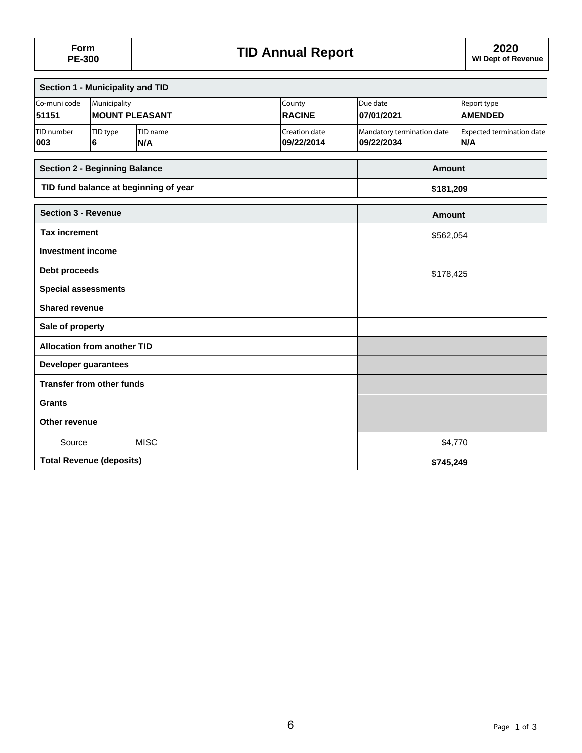| Form PE-300 | TID Annual Report | 2020 WI Dept of Revenue |
| --- | --- | --- |

## Section 1 - Municipality and TID

| Co-muni code | Municipality | | County | Due date | Report type |
| --- | --- | --- | --- | --- | --- |
| **51151** | **MOUNT PLEASANT** | | **RACINE** | **07/01/2021** | **AMENDED** |
| TID number | TID type | TID name | Creation date | Mandatory termination date | Expected termination date |
| **003** | **6** | **N/A** | **09/22/2014** | **09/22/2034** | **N/A** |

| Section 2 - Beginning Balance | Amount |
| --- | --- |
| **TID fund balance at beginning of year** | **$181,209** |

| Section 3 - Revenue | Amount |
| --- | --- |
| **Tax increment** | $562,054 |
| **Investment income** | |
| **Debt proceeds** | $178,425 |
| **Special assessments** | |
| **Shared revenue** | |
| **Sale of property** | |
| **Allocation from another TID** | |
| **Developer guarantees** | |
| **Transfer from other funds** | |
| **Grants** | |
| **Other revenue** | |
| Source MISC | $4,770 |
| **Total Revenue (deposits)** | **$745,249** |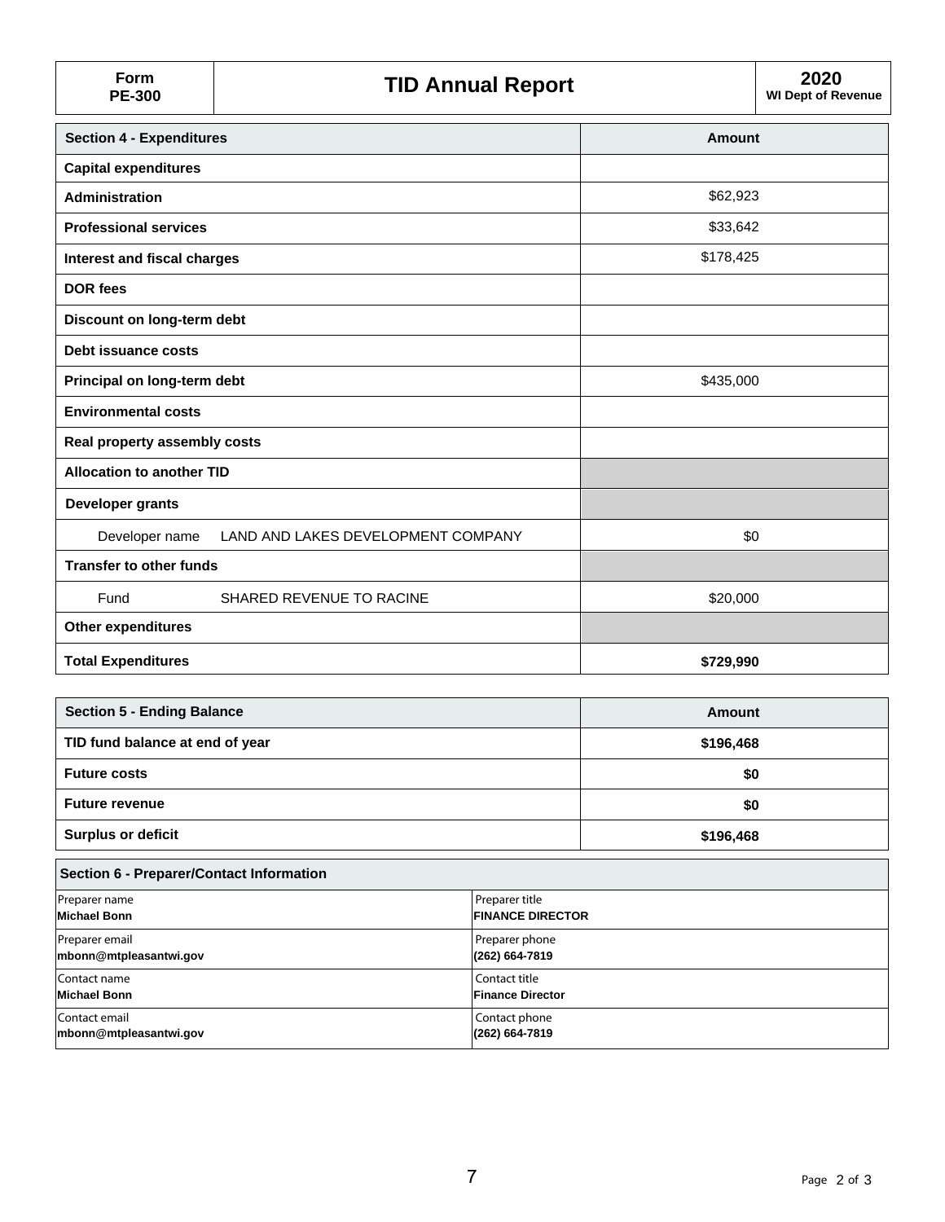| Form PE-300 | TID Annual Report | 2020 WI Dept of Revenue |
|---|---|---|

| Section 4 - Expenditures | | Amount |
|---|---|---|
| **Capital expenditures** | | |
| **Administration** | | $62,923 |
| **Professional services** | | $33,642 |
| **Interest and fiscal charges** | | $178,425 |
| **DOR fees** | | |
| **Discount on long-term debt** | | |
| **Debt issuance costs** | | |
| **Principal on long-term debt** | | $435,000 |
| **Environmental costs** | | |
| **Real property assembly costs** | | |
| **Allocation to another TID** | | |
| **Developer grants** | | |
| Developer name | LAND AND LAKES DEVELOPMENT COMPANY | $0 |
| **Transfer to other funds** | | |
| Fund | SHARED REVENUE TO RACINE | $20,000 |
| **Other expenditures** | | |
| **Total Expenditures** | | **$729,990** |

| Section 5 - Ending Balance | Amount |
|---|---|
| **TID fund balance at end of year** | **$196,468** |
| **Future costs** | **$0** |
| **Future revenue** | **$0** |
| **Surplus or deficit** | **$196,468** |

| Section 6 - Preparer/Contact Information | |
|---|---|
| Preparer name<br>**Michael Bonn** | Preparer title<br>**FINANCE DIRECTOR** |
| Preparer email<br>**mbonn@mtpleasantwi.gov** | Preparer phone<br>**(262) 664-7819** |
| Contact name<br>**Michael Bonn** | Contact title<br>**Finance Director** |
| Contact email<br>**mbonn@mtpleasantwi.gov** | Contact phone<br>**(262) 664-7819** |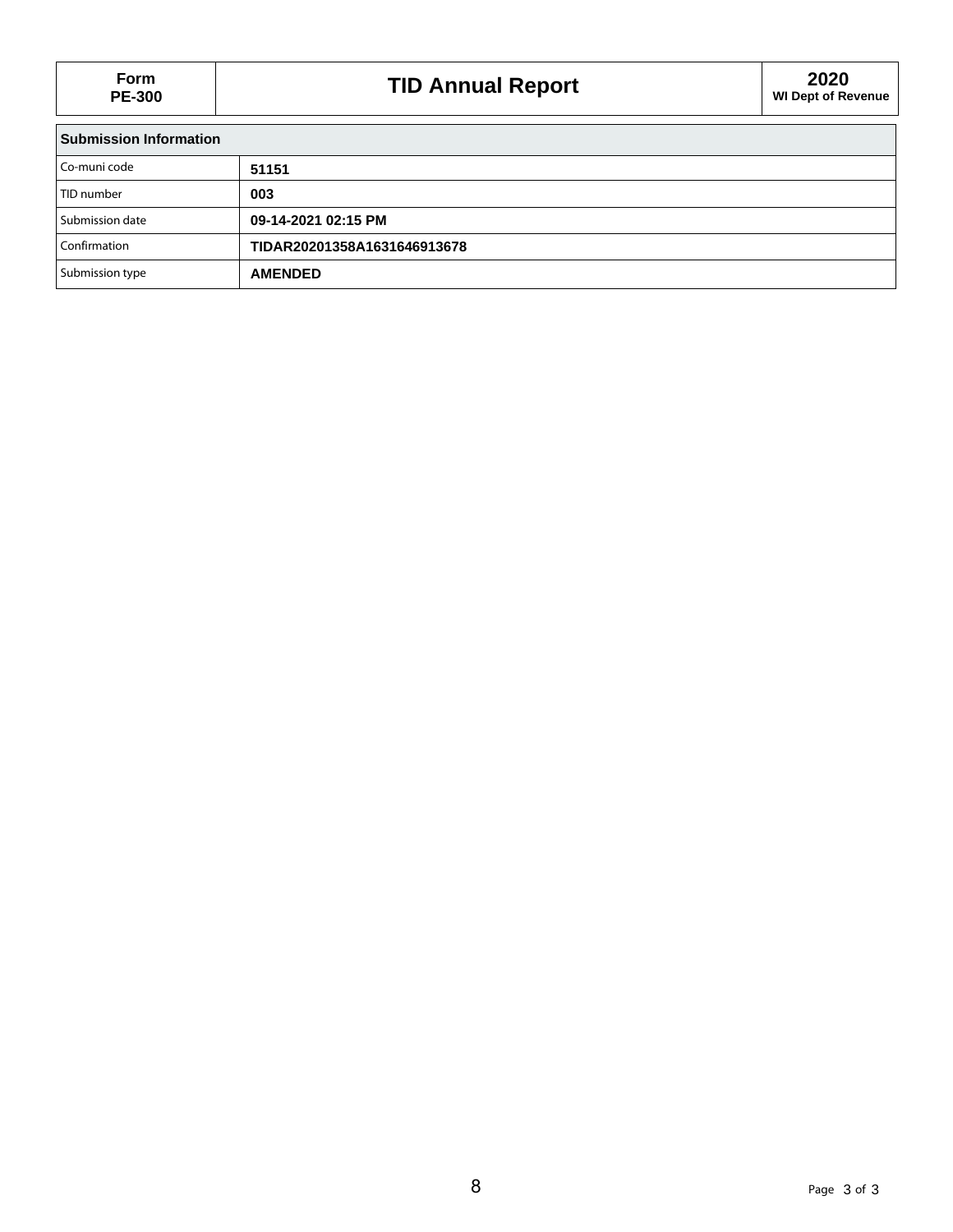| Form PE-300 | TID Annual Report | 2020 WI Dept of Revenue |
| --- | --- | --- |

## Submission Information

| | |
| --- | --- |
| Co-muni code | **51151** |
| TID number | **003** |
| Submission date | **09-14-2021 02:15 PM** |
| Confirmation | **TIDAR20201358A1631646913678** |
| Submission type | **AMENDED** |